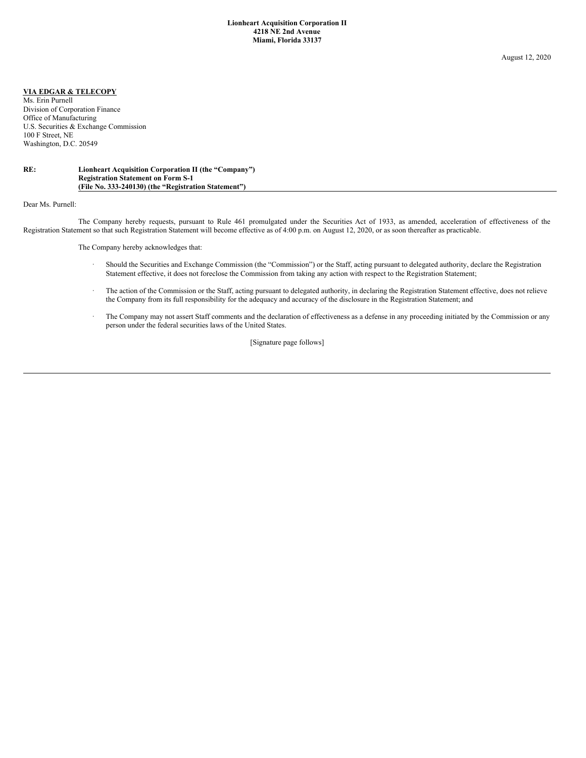**Lionheart Acquisition Corporation II**
**4218 NE 2nd Avenue**
**Miami, Florida 33137**

August 12, 2020

**VIA EDGAR & TELECOPY**
Ms. Erin Purnell
Division of Corporation Finance
Office of Manufacturing
U.S. Securities & Exchange Commission
100 F Street, NE
Washington, D.C. 20549

**RE: Lionheart Acquisition Corporation II (the "Company")**
**Registration Statement on Form S-1**
**(File No. 333-240130) (the "Registration Statement")**

Dear Ms. Purnell:

The Company hereby requests, pursuant to Rule 461 promulgated under the Securities Act of 1933, as amended, acceleration of effectiveness of the Registration Statement so that such Registration Statement will become effective as of 4:00 p.m. on August 12, 2020, or as soon thereafter as practicable.

The Company hereby acknowledges that:

- Should the Securities and Exchange Commission (the "Commission") or the Staff, acting pursuant to delegated authority, declare the Registration Statement effective, it does not foreclose the Commission from taking any action with respect to the Registration Statement;
- The action of the Commission or the Staff, acting pursuant to delegated authority, in declaring the Registration Statement effective, does not relieve the Company from its full responsibility for the adequacy and accuracy of the disclosure in the Registration Statement; and
- The Company may not assert Staff comments and the declaration of effectiveness as a defense in any proceeding initiated by the Commission or any person under the federal securities laws of the United States.

[Signature page follows]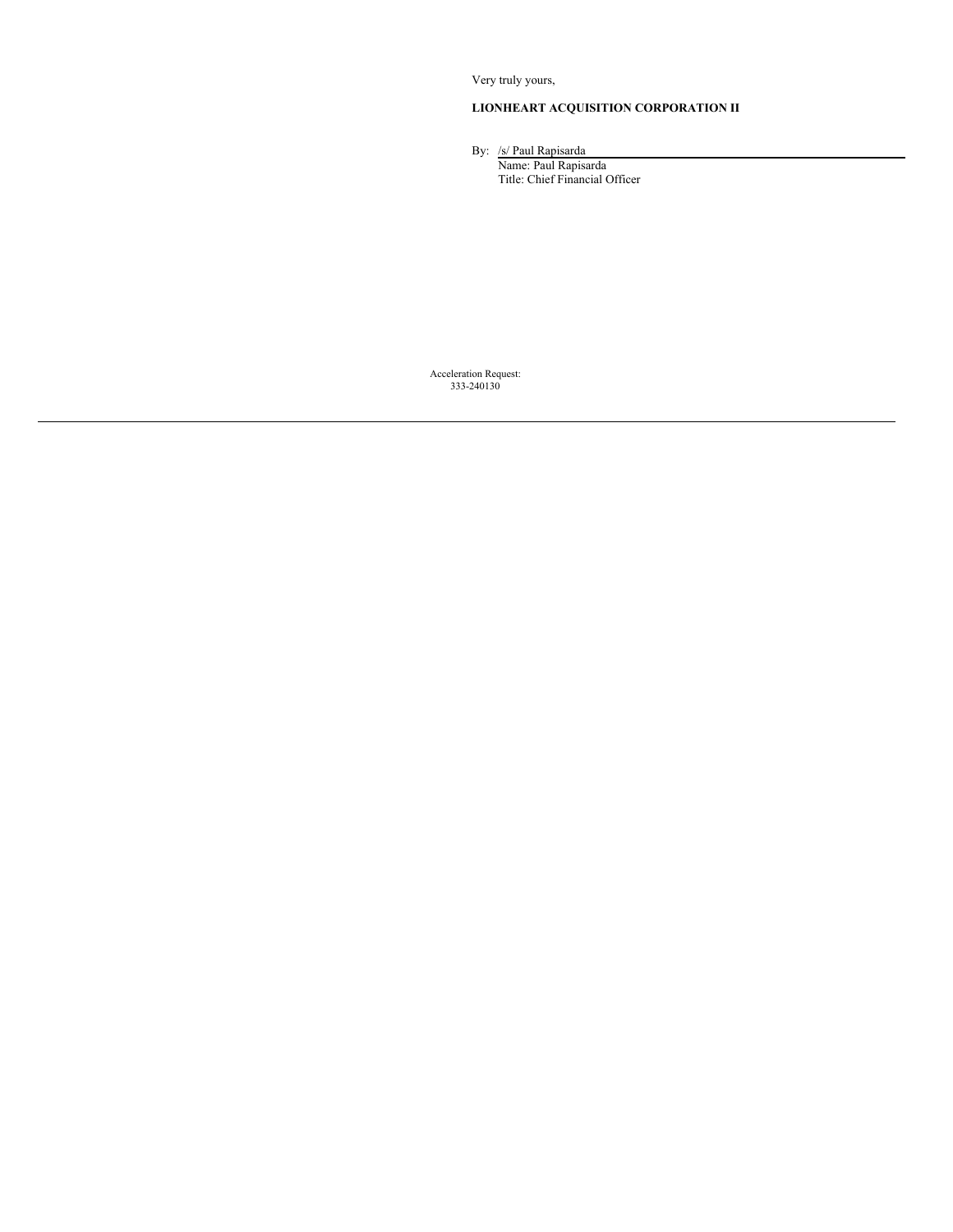Very truly yours,

**LIONHEART ACQUISITION CORPORATION II**

By: /s/ Paul Rapisarda
Name: Paul Rapisarda
Title: Chief Financial Officer

Acceleration Request:
333-240130